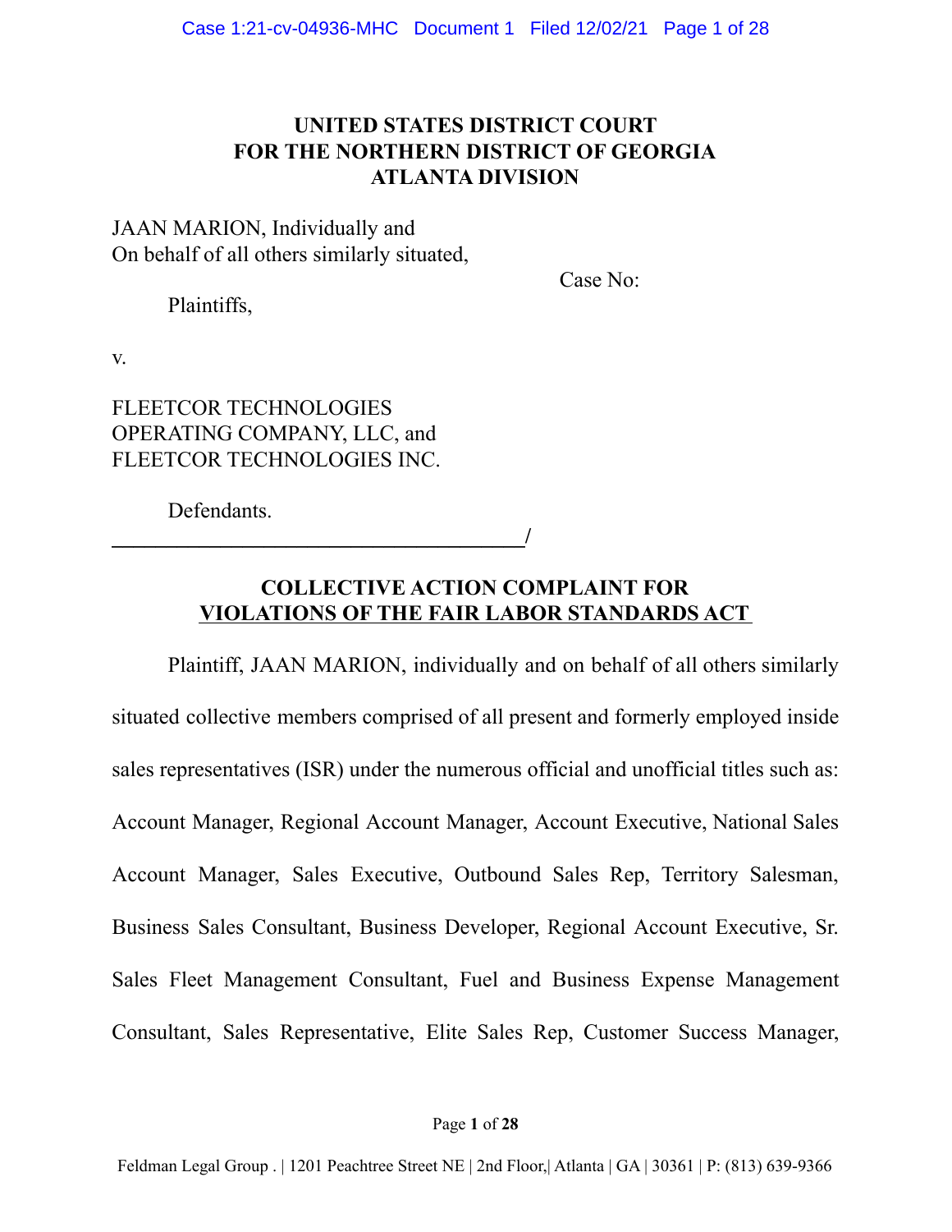# UNITED STATES DISTRICT COURT
# FOR THE NORTHERN DISTRICT OF GEORGIA
# ATLANTA DIVISION

JAAN MARION, Individually and
On behalf of all others similarly situated,

Case No:

Plaintiffs,

v.

FLEETCOR TECHNOLOGIES
OPERATING COMPANY, LLC, and
FLEETCOR TECHNOLOGIES INC.

Defendants.

_______________________________________/

## COLLECTIVE ACTION COMPLAINT FOR VIOLATIONS OF THE FAIR LABOR STANDARDS ACT

Plaintiff, JAAN MARION, individually and on behalf of all others similarly situated collective members comprised of all present and formerly employed inside sales representatives (ISR) under the numerous official and unofficial titles such as: Account Manager, Regional Account Manager, Account Executive, National Sales Account Manager, Sales Executive, Outbound Sales Rep, Territory Salesman, Business Sales Consultant, Business Developer, Regional Account Executive, Sr. Sales Fleet Management Consultant, Fuel and Business Expense Management Consultant, Sales Representative, Elite Sales Rep, Customer Success Manager,

Feldman Legal Group . | 1201 Peachtree Street NE | 2nd Floor,| Atlanta | GA | 30361 | P: (813) 639-9366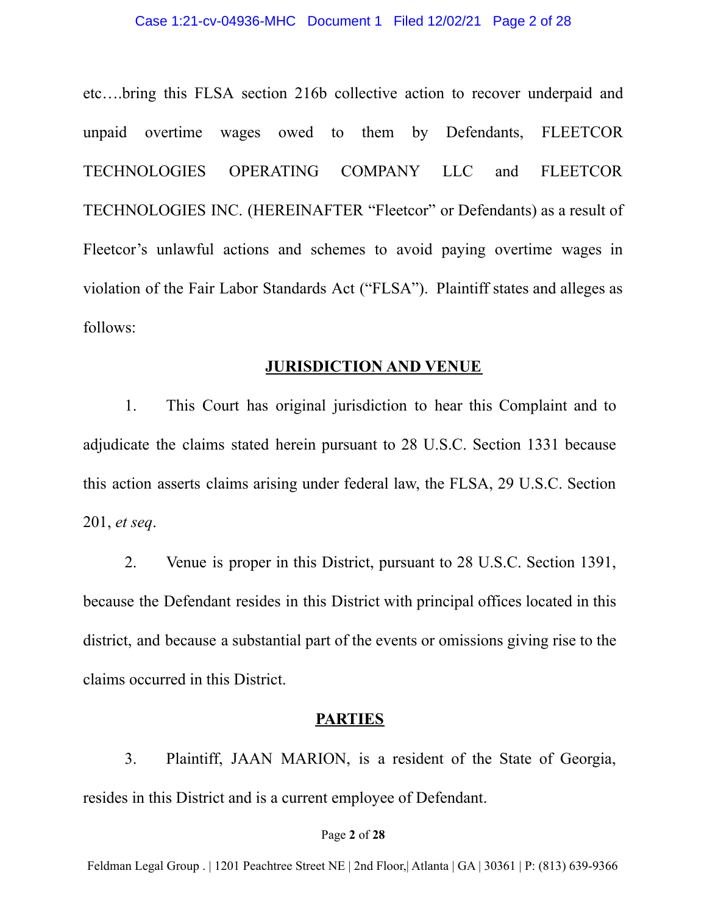etc….bring this FLSA section 216b collective action to recover underpaid and unpaid overtime wages owed to them by Defendants, FLEETCOR TECHNOLOGIES OPERATING COMPANY LLC and FLEETCOR TECHNOLOGIES INC. (HEREINAFTER "Fleetcor" or Defendants) as a result of Fleetcor's unlawful actions and schemes to avoid paying overtime wages in violation of the Fair Labor Standards Act ("FLSA"). Plaintiff states and alleges as follows:

## **JURISDICTION AND VENUE**

1. This Court has original jurisdiction to hear this Complaint and to adjudicate the claims stated herein pursuant to 28 U.S.C. Section 1331 because this action asserts claims arising under federal law, the FLSA, 29 U.S.C. Section 201, *et seq*.

2. Venue is proper in this District, pursuant to 28 U.S.C. Section 1391, because the Defendant resides in this District with principal offices located in this district, and because a substantial part of the events or omissions giving rise to the claims occurred in this District.

## **PARTIES**

3. Plaintiff, JAAN MARION, is a resident of the State of Georgia, resides in this District and is a current employee of Defendant.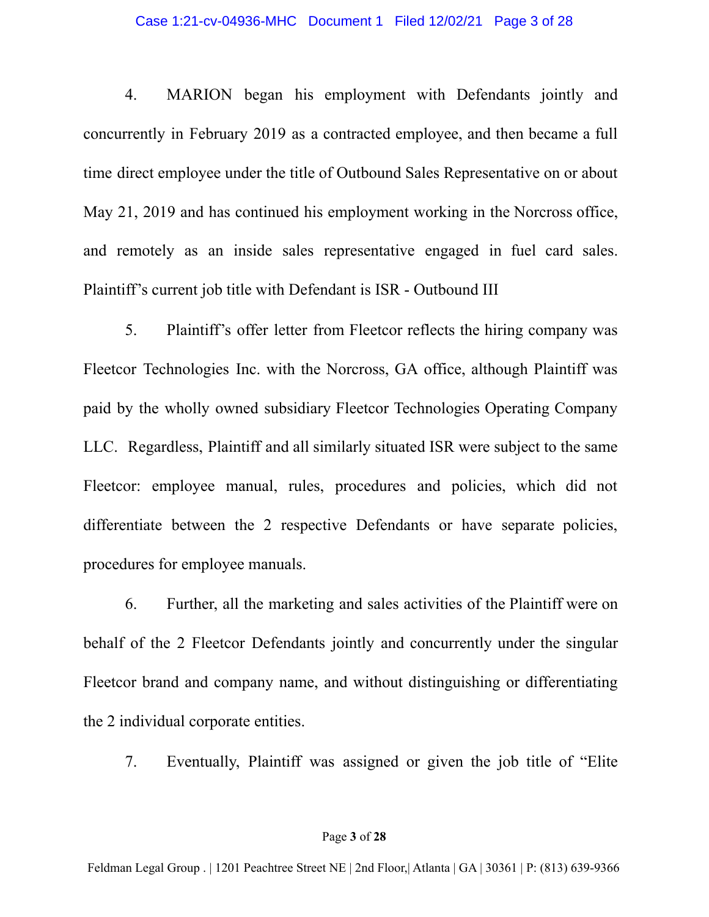4. MARION began his employment with Defendants jointly and concurrently in February 2019 as a contracted employee, and then became a full time direct employee under the title of Outbound Sales Representative on or about May 21, 2019 and has continued his employment working in the Norcross office, and remotely as an inside sales representative engaged in fuel card sales. Plaintiff's current job title with Defendant is ISR - Outbound III

5. Plaintiff's offer letter from Fleetcor reflects the hiring company was Fleetcor Technologies Inc. with the Norcross, GA office, although Plaintiff was paid by the wholly owned subsidiary Fleetcor Technologies Operating Company LLC. Regardless, Plaintiff and all similarly situated ISR were subject to the same Fleetcor: employee manual, rules, procedures and policies, which did not differentiate between the 2 respective Defendants or have separate policies, procedures for employee manuals.

6. Further, all the marketing and sales activities of the Plaintiff were on behalf of the 2 Fleetcor Defendants jointly and concurrently under the singular Fleetcor brand and company name, and without distinguishing or differentiating the 2 individual corporate entities.

7. Eventually, Plaintiff was assigned or given the job title of "Elite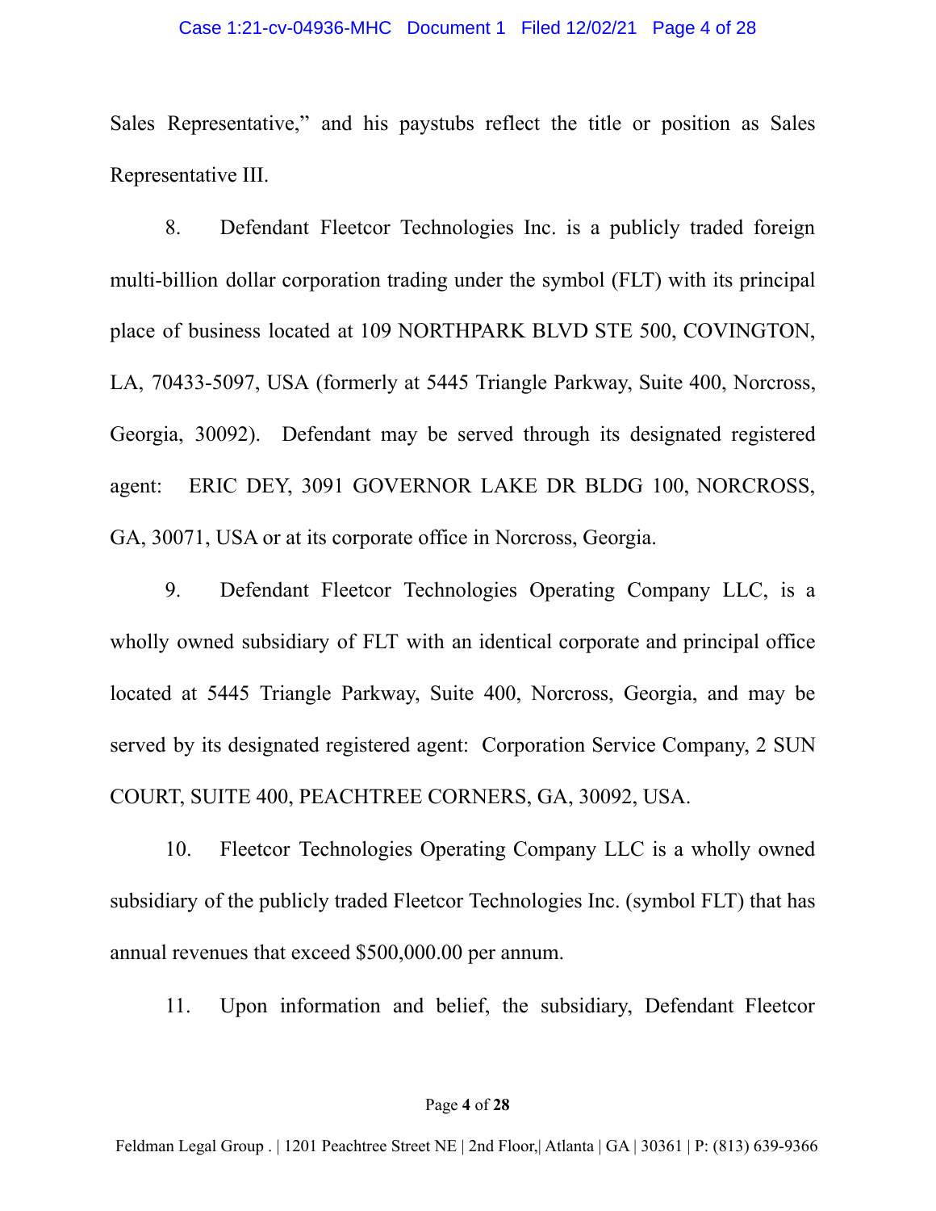Sales Representative," and his paystubs reflect the title or position as Sales Representative III.

8. Defendant Fleetcor Technologies Inc. is a publicly traded foreign multi-billion dollar corporation trading under the symbol (FLT) with its principal place of business located at 109 NORTHPARK BLVD STE 500, COVINGTON, LA, 70433-5097, USA (formerly at 5445 Triangle Parkway, Suite 400, Norcross, Georgia, 30092). Defendant may be served through its designated registered agent: ERIC DEY, 3091 GOVERNOR LAKE DR BLDG 100, NORCROSS, GA, 30071, USA or at its corporate office in Norcross, Georgia.

9. Defendant Fleetcor Technologies Operating Company LLC, is a wholly owned subsidiary of FLT with an identical corporate and principal office located at 5445 Triangle Parkway, Suite 400, Norcross, Georgia, and may be served by its designated registered agent: Corporation Service Company, 2 SUN COURT, SUITE 400, PEACHTREE CORNERS, GA, 30092, USA.

10. Fleetcor Technologies Operating Company LLC is a wholly owned subsidiary of the publicly traded Fleetcor Technologies Inc. (symbol FLT) that has annual revenues that exceed $500,000.00 per annum.

11. Upon information and belief, the subsidiary, Defendant Fleetcor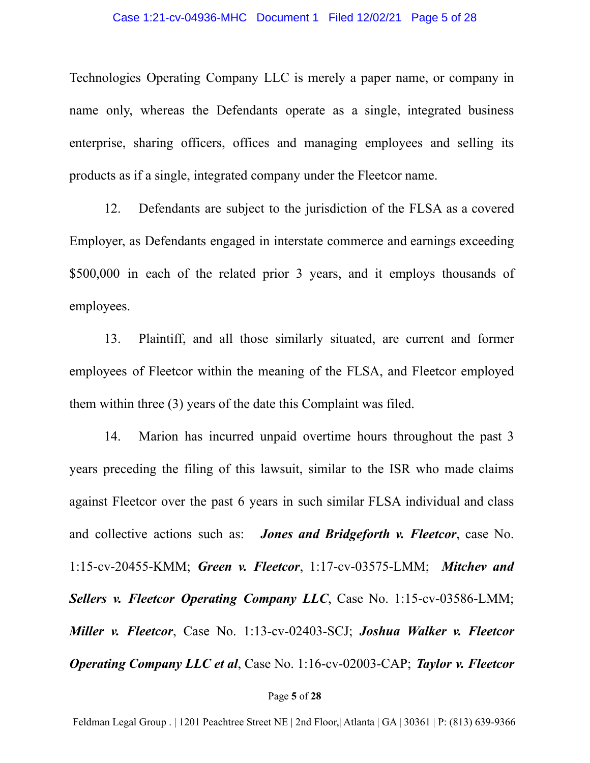Technologies Operating Company LLC is merely a paper name, or company in name only, whereas the Defendants operate as a single, integrated business enterprise, sharing officers, offices and managing employees and selling its products as if a single, integrated company under the Fleetcor name.

12. Defendants are subject to the jurisdiction of the FLSA as a covered Employer, as Defendants engaged in interstate commerce and earnings exceeding $500,000 in each of the related prior 3 years, and it employs thousands of employees.

13. Plaintiff, and all those similarly situated, are current and former employees of Fleetcor within the meaning of the FLSA, and Fleetcor employed them within three (3) years of the date this Complaint was filed.

14. Marion has incurred unpaid overtime hours throughout the past 3 years preceding the filing of this lawsuit, similar to the ISR who made claims against Fleetcor over the past 6 years in such similar FLSA individual and class and collective actions such as: ***Jones and Bridgeforth v. Fleetcor***, case No. 1:15-cv-20455-KMM; ***Green v. Fleetcor***, 1:17-cv-03575-LMM; ***Mitchev and Sellers v. Fleetcor Operating Company LLC***, Case No. 1:15-cv-03586-LMM; ***Miller v. Fleetcor***, Case No. 1:13-cv-02403-SCJ; ***Joshua Walker v. Fleetcor Operating Company LLC et al***, Case No. 1:16-cv-02003-CAP; ***Taylor v. Fleetcor***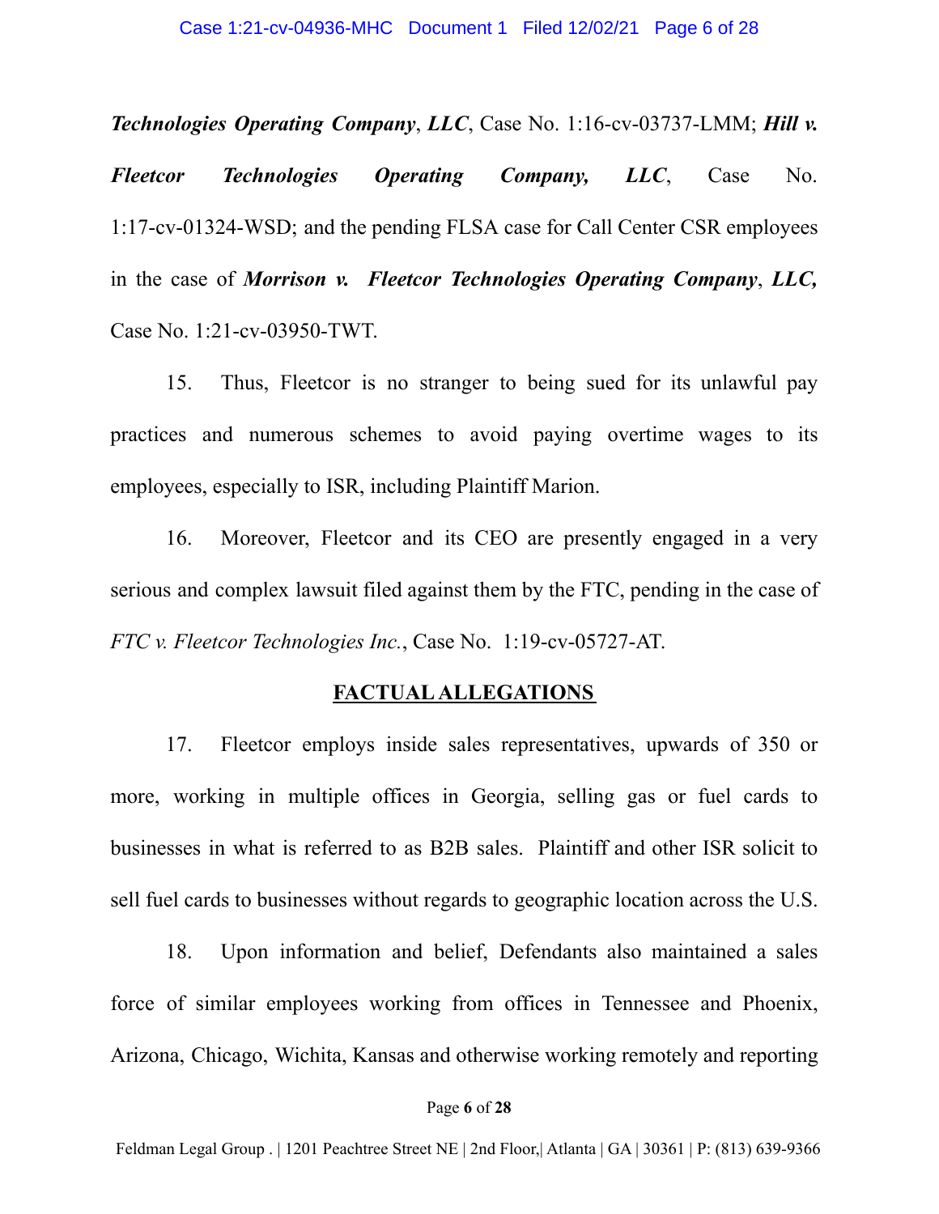***Technologies Operating Company***, ***LLC***, Case No. 1:16-cv-03737-LMM; ***Hill v. Fleetcor Technologies Operating Company, LLC***, Case No. 1:17-cv-01324-WSD; and the pending FLSA case for Call Center CSR employees in the case of ***Morrison v. Fleetcor Technologies Operating Company***, ***LLC,*** Case No. 1:21-cv-03950-TWT.

15. Thus, Fleetcor is no stranger to being sued for its unlawful pay practices and numerous schemes to avoid paying overtime wages to its employees, especially to ISR, including Plaintiff Marion.

16. Moreover, Fleetcor and its CEO are presently engaged in a very serious and complex lawsuit filed against them by the FTC, pending in the case of *FTC v. Fleetcor Technologies Inc.*, Case No. 1:19-cv-05727-AT.

## FACTUAL ALLEGATIONS

17. Fleetcor employs inside sales representatives, upwards of 350 or more, working in multiple offices in Georgia, selling gas or fuel cards to businesses in what is referred to as B2B sales. Plaintiff and other ISR solicit to sell fuel cards to businesses without regards to geographic location across the U.S.

18. Upon information and belief, Defendants also maintained a sales force of similar employees working from offices in Tennessee and Phoenix, Arizona, Chicago, Wichita, Kansas and otherwise working remotely and reporting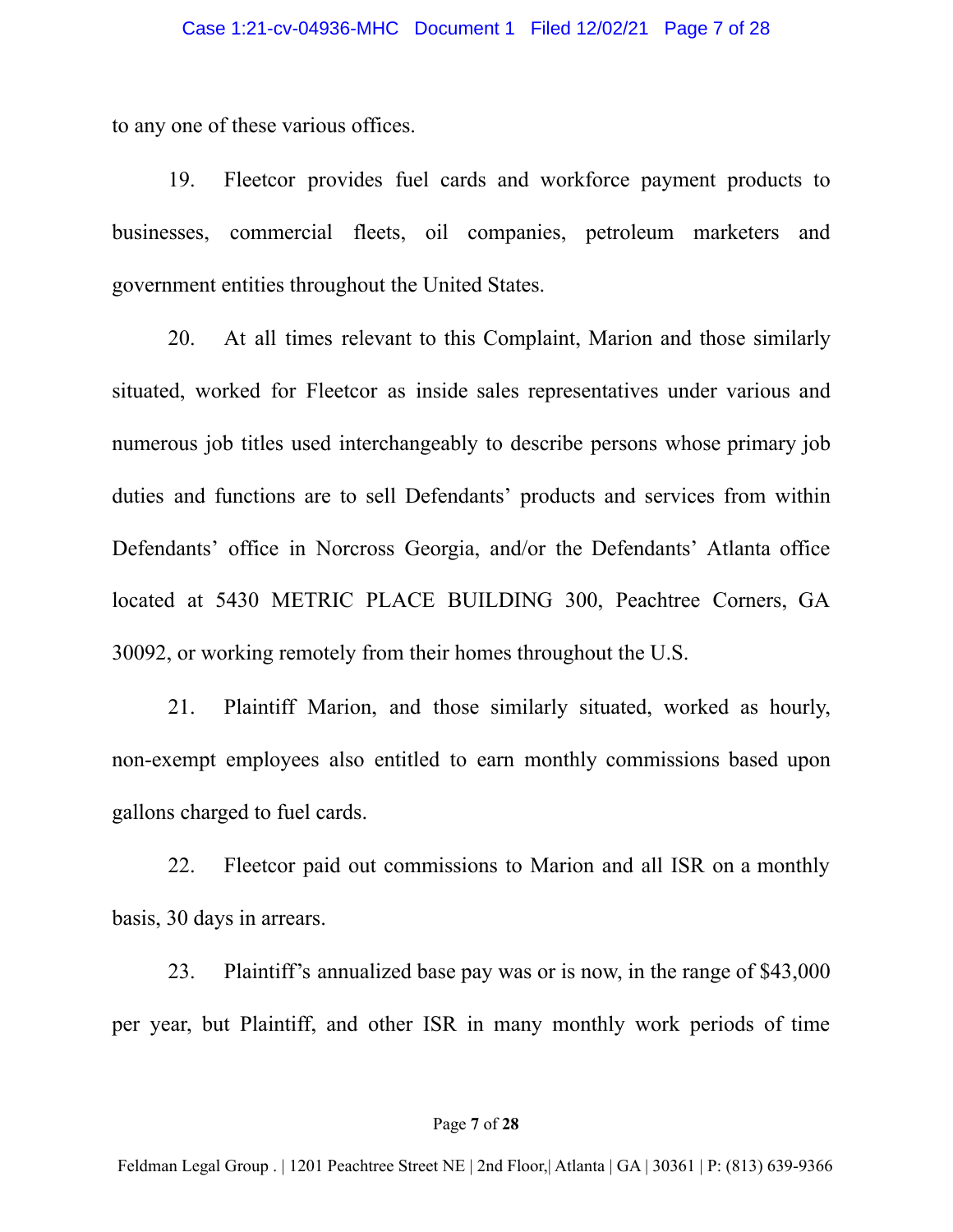to any one of these various offices.

19. Fleetcor provides fuel cards and workforce payment products to businesses, commercial fleets, oil companies, petroleum marketers and government entities throughout the United States.

20. At all times relevant to this Complaint, Marion and those similarly situated, worked for Fleetcor as inside sales representatives under various and numerous job titles used interchangeably to describe persons whose primary job duties and functions are to sell Defendants' products and services from within Defendants' office in Norcross Georgia, and/or the Defendants' Atlanta office located at 5430 METRIC PLACE BUILDING 300, Peachtree Corners, GA 30092, or working remotely from their homes throughout the U.S.

21. Plaintiff Marion, and those similarly situated, worked as hourly, non-exempt employees also entitled to earn monthly commissions based upon gallons charged to fuel cards.

22. Fleetcor paid out commissions to Marion and all ISR on a monthly basis, 30 days in arrears.

23. Plaintiff's annualized base pay was or is now, in the range of $43,000 per year, but Plaintiff, and other ISR in many monthly work periods of time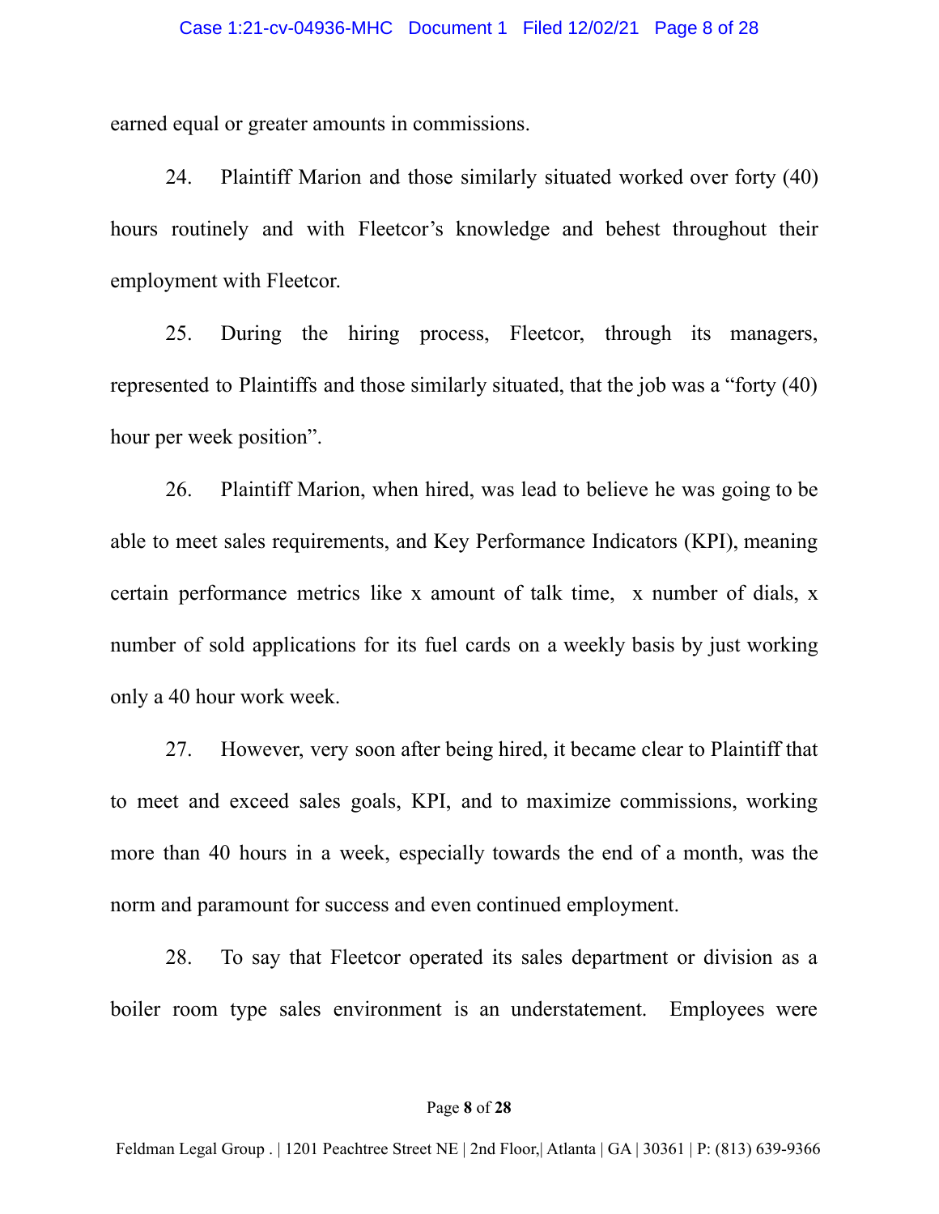earned equal or greater amounts in commissions.

24. Plaintiff Marion and those similarly situated worked over forty (40) hours routinely and with Fleetcor's knowledge and behest throughout their employment with Fleetcor.

25. During the hiring process, Fleetcor, through its managers, represented to Plaintiffs and those similarly situated, that the job was a "forty (40) hour per week position".

26. Plaintiff Marion, when hired, was lead to believe he was going to be able to meet sales requirements, and Key Performance Indicators (KPI), meaning certain performance metrics like x amount of talk time, x number of dials, x number of sold applications for its fuel cards on a weekly basis by just working only a 40 hour work week.

27. However, very soon after being hired, it became clear to Plaintiff that to meet and exceed sales goals, KPI, and to maximize commissions, working more than 40 hours in a week, especially towards the end of a month, was the norm and paramount for success and even continued employment.

28. To say that Fleetcor operated its sales department or division as a boiler room type sales environment is an understatement. Employees were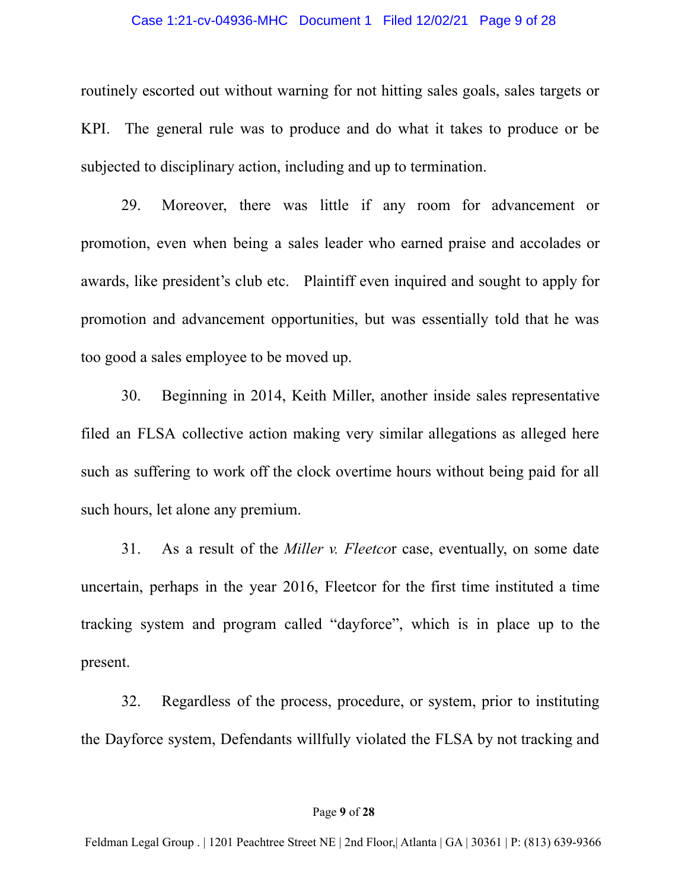routinely escorted out without warning for not hitting sales goals, sales targets or KPI. The general rule was to produce and do what it takes to produce or be subjected to disciplinary action, including and up to termination.

29. Moreover, there was little if any room for advancement or promotion, even when being a sales leader who earned praise and accolades or awards, like president's club etc. Plaintiff even inquired and sought to apply for promotion and advancement opportunities, but was essentially told that he was too good a sales employee to be moved up.

30. Beginning in 2014, Keith Miller, another inside sales representative filed an FLSA collective action making very similar allegations as alleged here such as suffering to work off the clock overtime hours without being paid for all such hours, let alone any premium.

31. As a result of the *Miller v. Fleetco*r case, eventually, on some date uncertain, perhaps in the year 2016, Fleetcor for the first time instituted a time tracking system and program called "dayforce", which is in place up to the present.

32. Regardless of the process, procedure, or system, prior to instituting the Dayforce system, Defendants willfully violated the FLSA by not tracking and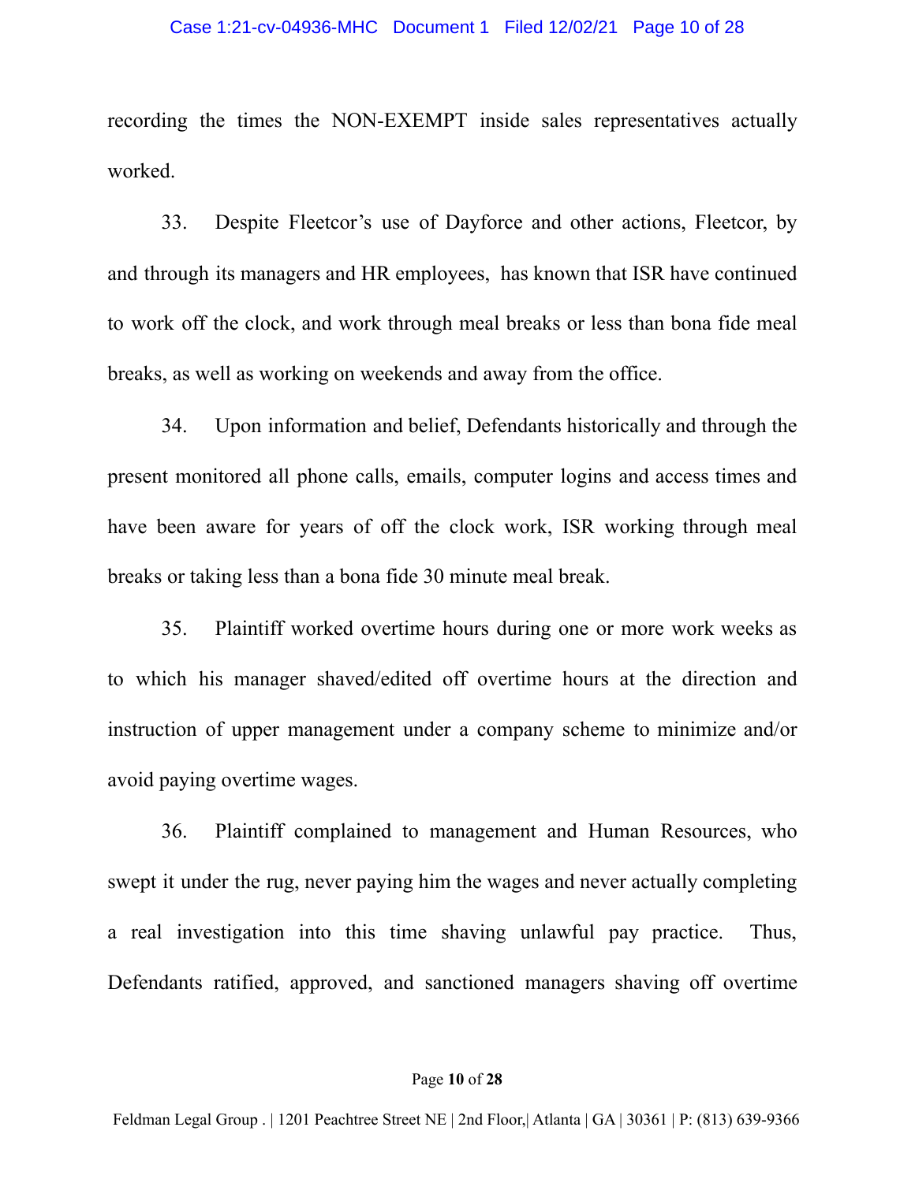recording the times the NON-EXEMPT inside sales representatives actually worked.

33. Despite Fleetcor's use of Dayforce and other actions, Fleetcor, by and through its managers and HR employees, has known that ISR have continued to work off the clock, and work through meal breaks or less than bona fide meal breaks, as well as working on weekends and away from the office.

34. Upon information and belief, Defendants historically and through the present monitored all phone calls, emails, computer logins and access times and have been aware for years of off the clock work, ISR working through meal breaks or taking less than a bona fide 30 minute meal break.

35. Plaintiff worked overtime hours during one or more work weeks as to which his manager shaved/edited off overtime hours at the direction and instruction of upper management under a company scheme to minimize and/or avoid paying overtime wages.

36. Plaintiff complained to management and Human Resources, who swept it under the rug, never paying him the wages and never actually completing a real investigation into this time shaving unlawful pay practice. Thus, Defendants ratified, approved, and sanctioned managers shaving off overtime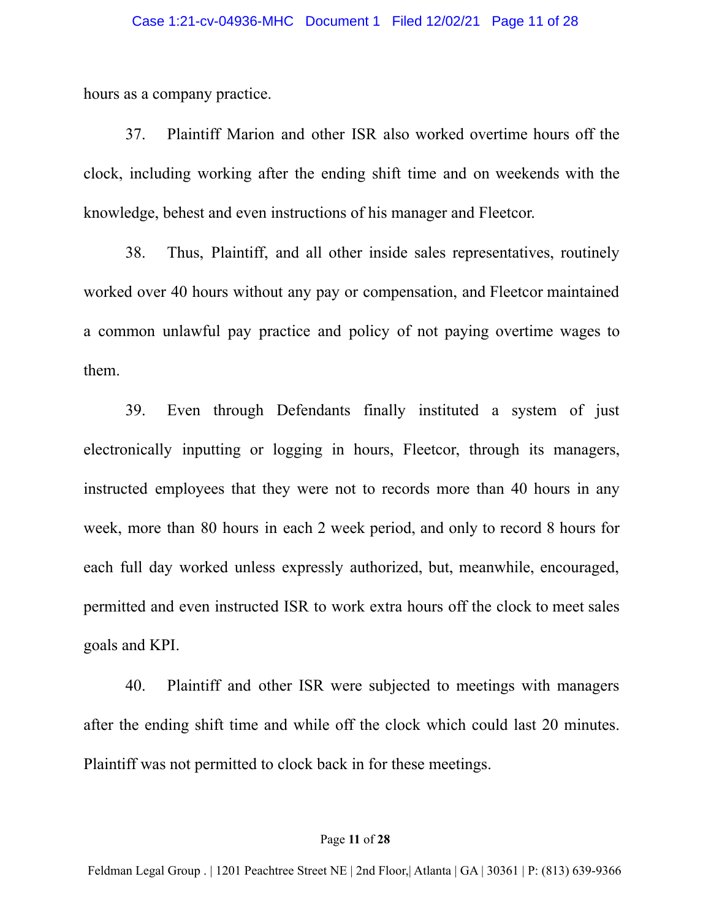hours as a company practice.

37. Plaintiff Marion and other ISR also worked overtime hours off the clock, including working after the ending shift time and on weekends with the knowledge, behest and even instructions of his manager and Fleetcor.

38. Thus, Plaintiff, and all other inside sales representatives, routinely worked over 40 hours without any pay or compensation, and Fleetcor maintained a common unlawful pay practice and policy of not paying overtime wages to them.

39. Even through Defendants finally instituted a system of just electronically inputting or logging in hours, Fleetcor, through its managers, instructed employees that they were not to records more than 40 hours in any week, more than 80 hours in each 2 week period, and only to record 8 hours for each full day worked unless expressly authorized, but, meanwhile, encouraged, permitted and even instructed ISR to work extra hours off the clock to meet sales goals and KPI.

40. Plaintiff and other ISR were subjected to meetings with managers after the ending shift time and while off the clock which could last 20 minutes. Plaintiff was not permitted to clock back in for these meetings.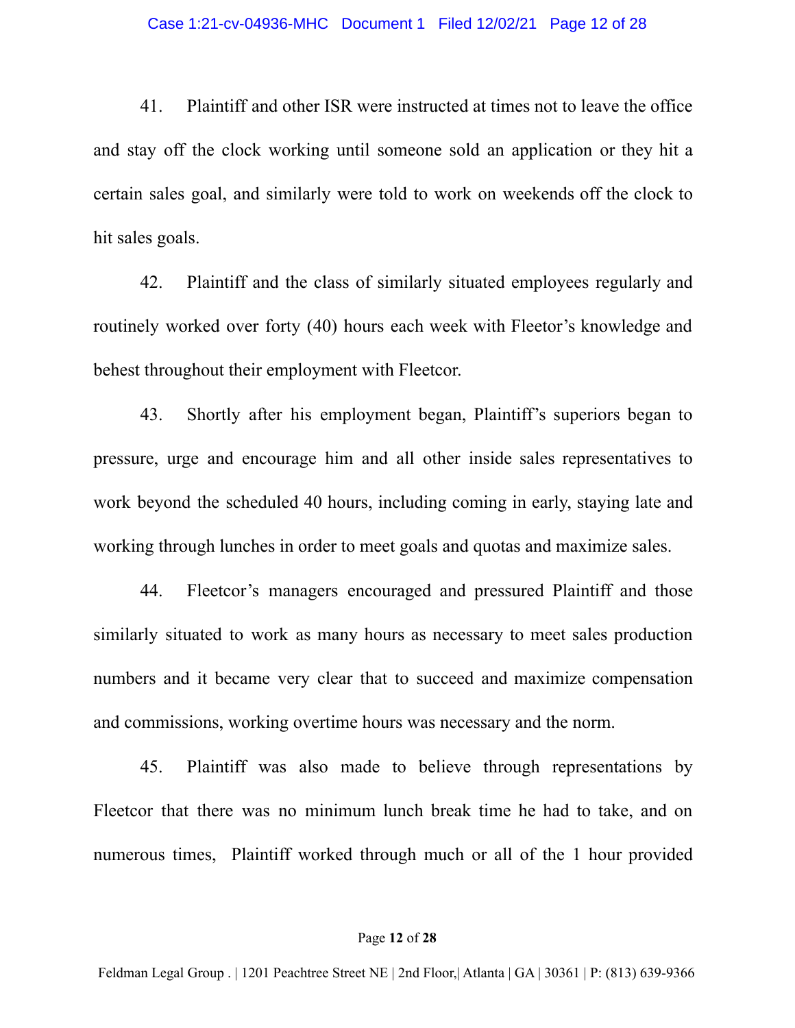41. Plaintiff and other ISR were instructed at times not to leave the office and stay off the clock working until someone sold an application or they hit a certain sales goal, and similarly were told to work on weekends off the clock to hit sales goals.

42. Plaintiff and the class of similarly situated employees regularly and routinely worked over forty (40) hours each week with Fleetor's knowledge and behest throughout their employment with Fleetcor.

43. Shortly after his employment began, Plaintiff's superiors began to pressure, urge and encourage him and all other inside sales representatives to work beyond the scheduled 40 hours, including coming in early, staying late and working through lunches in order to meet goals and quotas and maximize sales.

44. Fleetcor's managers encouraged and pressured Plaintiff and those similarly situated to work as many hours as necessary to meet sales production numbers and it became very clear that to succeed and maximize compensation and commissions, working overtime hours was necessary and the norm.

45. Plaintiff was also made to believe through representations by Fleetcor that there was no minimum lunch break time he had to take, and on numerous times, Plaintiff worked through much or all of the 1 hour provided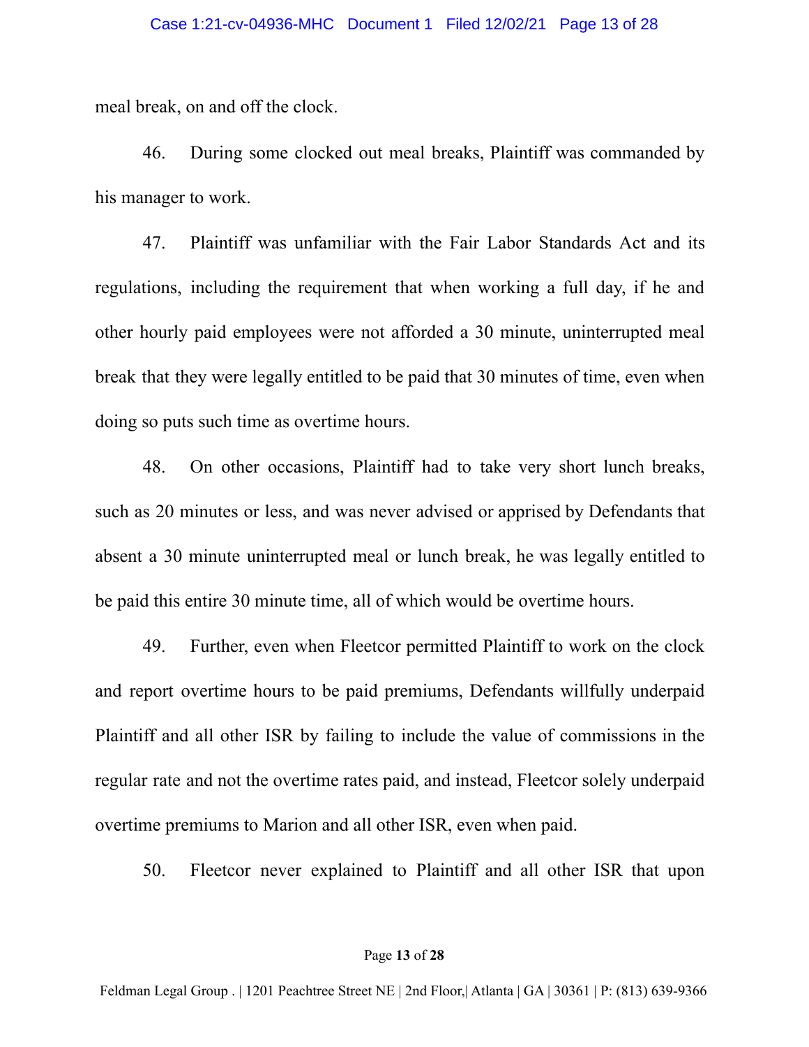meal break, on and off the clock.

46. During some clocked out meal breaks, Plaintiff was commanded by his manager to work.

47. Plaintiff was unfamiliar with the Fair Labor Standards Act and its regulations, including the requirement that when working a full day, if he and other hourly paid employees were not afforded a 30 minute, uninterrupted meal break that they were legally entitled to be paid that 30 minutes of time, even when doing so puts such time as overtime hours.

48. On other occasions, Plaintiff had to take very short lunch breaks, such as 20 minutes or less, and was never advised or apprised by Defendants that absent a 30 minute uninterrupted meal or lunch break, he was legally entitled to be paid this entire 30 minute time, all of which would be overtime hours.

49. Further, even when Fleetcor permitted Plaintiff to work on the clock and report overtime hours to be paid premiums, Defendants willfully underpaid Plaintiff and all other ISR by failing to include the value of commissions in the regular rate and not the overtime rates paid, and instead, Fleetcor solely underpaid overtime premiums to Marion and all other ISR, even when paid.

50. Fleetcor never explained to Plaintiff and all other ISR that upon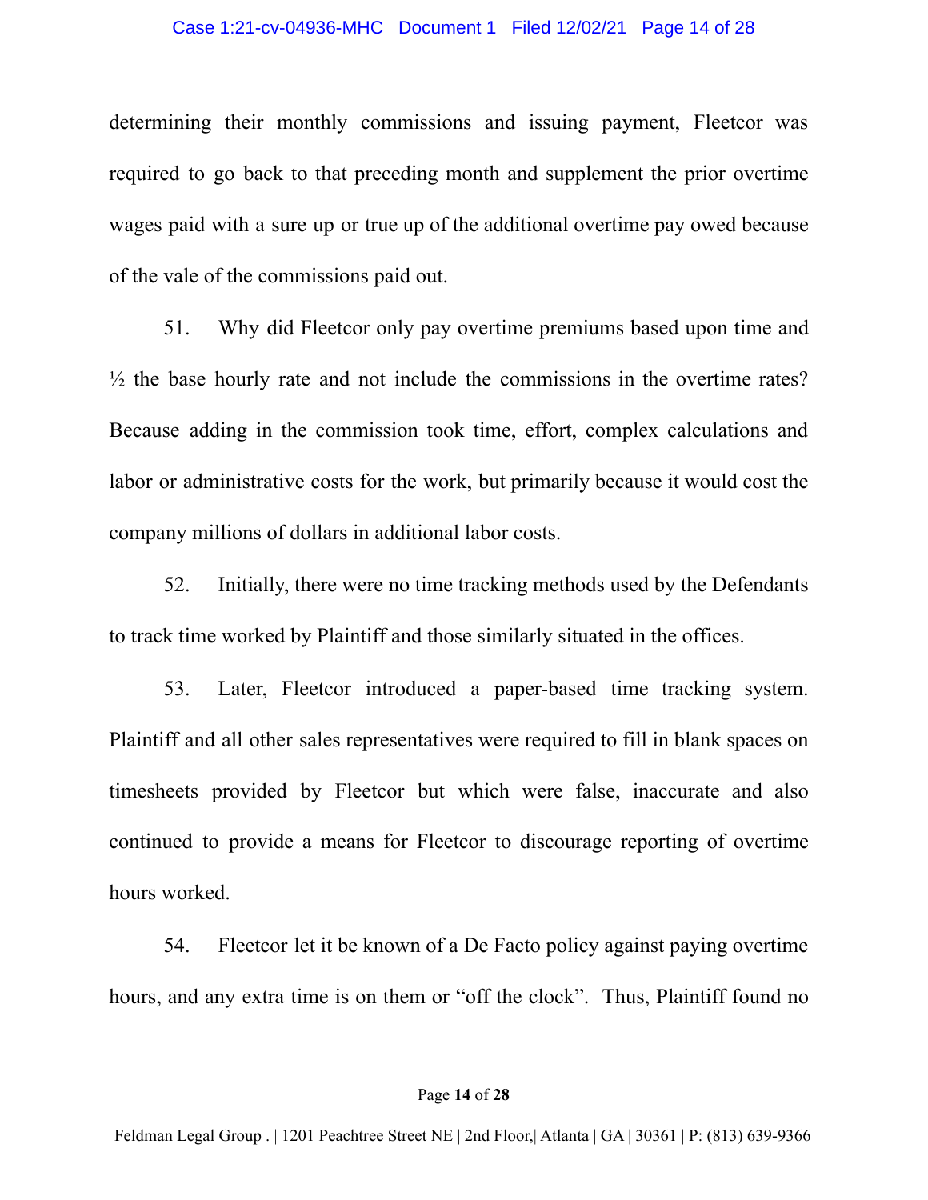determining their monthly commissions and issuing payment, Fleetcor was required to go back to that preceding month and supplement the prior overtime wages paid with a sure up or true up of the additional overtime pay owed because of the vale of the commissions paid out.

51. Why did Fleetcor only pay overtime premiums based upon time and ½ the base hourly rate and not include the commissions in the overtime rates? Because adding in the commission took time, effort, complex calculations and labor or administrative costs for the work, but primarily because it would cost the company millions of dollars in additional labor costs.

52. Initially, there were no time tracking methods used by the Defendants to track time worked by Plaintiff and those similarly situated in the offices.

53. Later, Fleetcor introduced a paper-based time tracking system. Plaintiff and all other sales representatives were required to fill in blank spaces on timesheets provided by Fleetcor but which were false, inaccurate and also continued to provide a means for Fleetcor to discourage reporting of overtime hours worked.

54. Fleetcor let it be known of a De Facto policy against paying overtime hours, and any extra time is on them or "off the clock". Thus, Plaintiff found no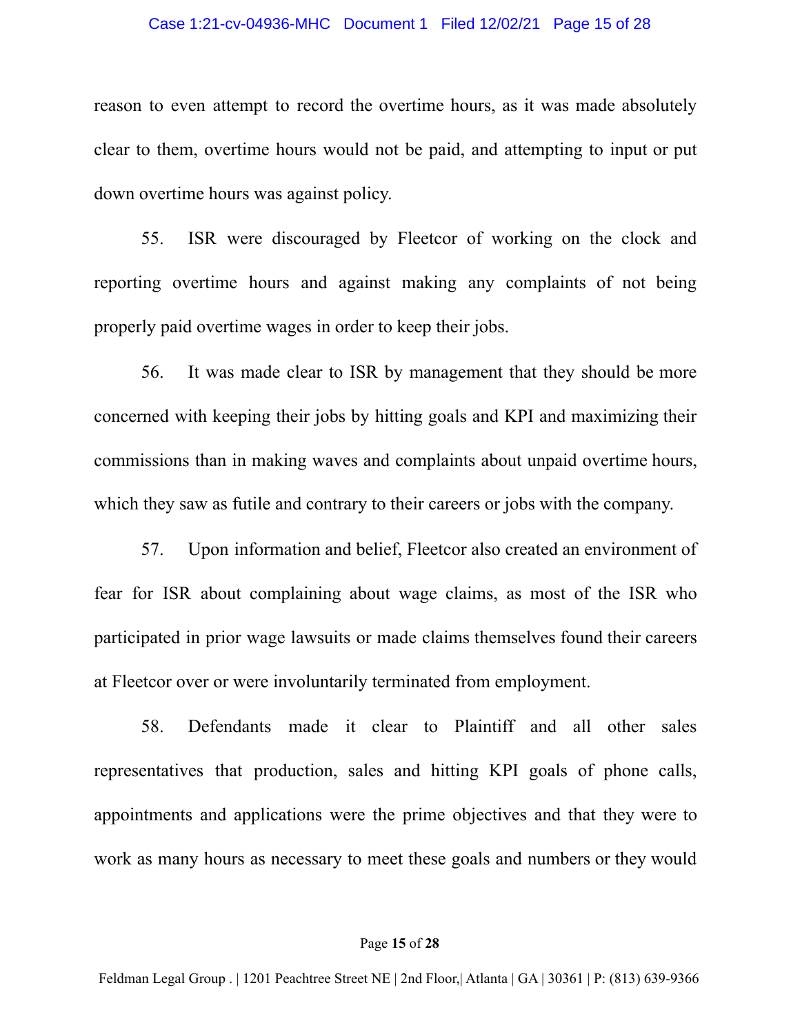reason to even attempt to record the overtime hours, as it was made absolutely clear to them, overtime hours would not be paid, and attempting to input or put down overtime hours was against policy.

55. ISR were discouraged by Fleetcor of working on the clock and reporting overtime hours and against making any complaints of not being properly paid overtime wages in order to keep their jobs.

56. It was made clear to ISR by management that they should be more concerned with keeping their jobs by hitting goals and KPI and maximizing their commissions than in making waves and complaints about unpaid overtime hours, which they saw as futile and contrary to their careers or jobs with the company.

57. Upon information and belief, Fleetcor also created an environment of fear for ISR about complaining about wage claims, as most of the ISR who participated in prior wage lawsuits or made claims themselves found their careers at Fleetcor over or were involuntarily terminated from employment.

58. Defendants made it clear to Plaintiff and all other sales representatives that production, sales and hitting KPI goals of phone calls, appointments and applications were the prime objectives and that they were to work as many hours as necessary to meet these goals and numbers or they would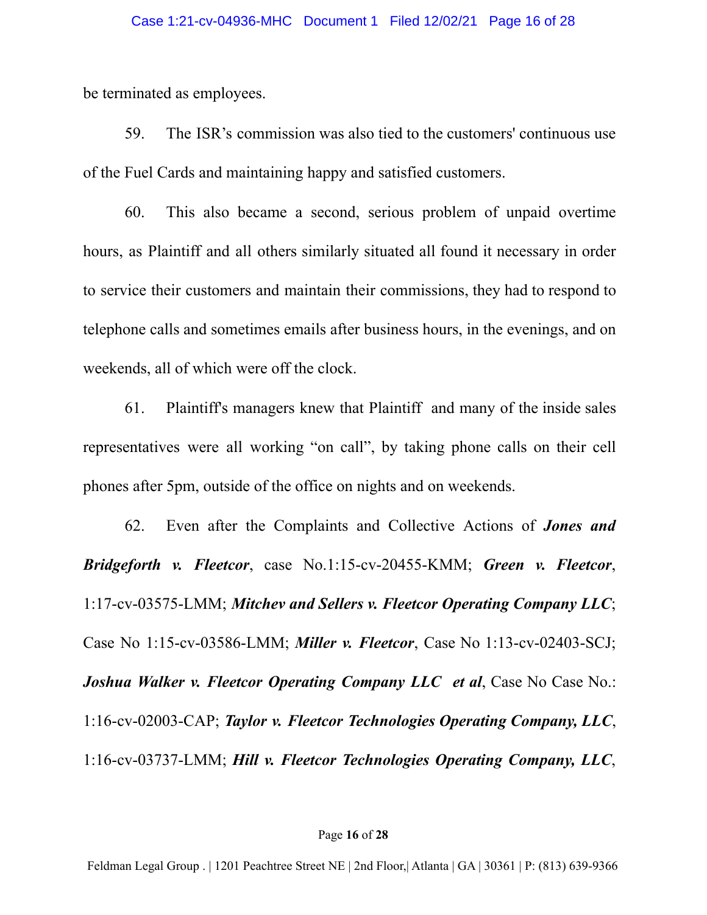be terminated as employees.

59. The ISR's commission was also tied to the customers' continuous use of the Fuel Cards and maintaining happy and satisfied customers.

60. This also became a second, serious problem of unpaid overtime hours, as Plaintiff and all others similarly situated all found it necessary in order to service their customers and maintain their commissions, they had to respond to telephone calls and sometimes emails after business hours, in the evenings, and on weekends, all of which were off the clock.

61. Plaintiff's managers knew that Plaintiff and many of the inside sales representatives were all working "on call", by taking phone calls on their cell phones after 5pm, outside of the office on nights and on weekends.

62. Even after the Complaints and Collective Actions of ***Jones and Bridgeforth v. Fleetcor***, case No.1:15-cv-20455-KMM; ***Green v. Fleetcor***, 1:17-cv-03575-LMM; ***Mitchev and Sellers v. Fleetcor Operating Company LLC***; Case No 1:15-cv-03586-LMM; ***Miller v. Fleetcor***, Case No 1:13-cv-02403-SCJ; ***Joshua Walker v. Fleetcor Operating Company LLC et al***, Case No Case No.: 1:16-cv-02003-CAP; ***Taylor v. Fleetcor Technologies Operating Company, LLC***, 1:16-cv-03737-LMM; ***Hill v. Fleetcor Technologies Operating Company, LLC***,

Feldman Legal Group . | 1201 Peachtree Street NE | 2nd Floor,| Atlanta | GA | 30361 | P: (813) 639-9366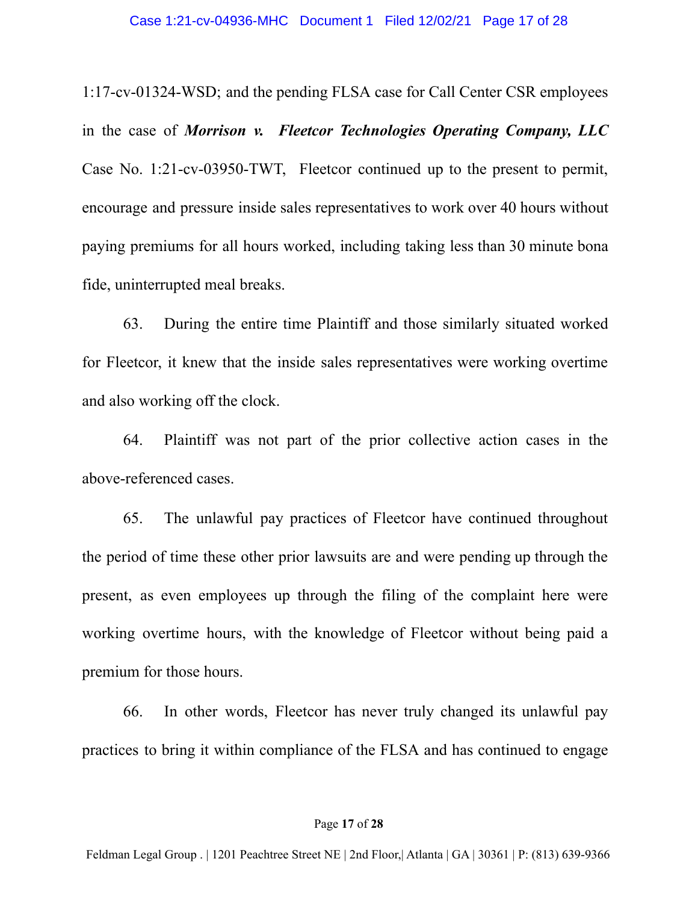1:17-cv-01324-WSD; and the pending FLSA case for Call Center CSR employees in the case of ***Morrison v. Fleetcor Technologies Operating Company, LLC*** Case No. 1:21-cv-03950-TWT, Fleetcor continued up to the present to permit, encourage and pressure inside sales representatives to work over 40 hours without paying premiums for all hours worked, including taking less than 30 minute bona fide, uninterrupted meal breaks.

63. During the entire time Plaintiff and those similarly situated worked for Fleetcor, it knew that the inside sales representatives were working overtime and also working off the clock.

64. Plaintiff was not part of the prior collective action cases in the above-referenced cases.

65. The unlawful pay practices of Fleetcor have continued throughout the period of time these other prior lawsuits are and were pending up through the present, as even employees up through the filing of the complaint here were working overtime hours, with the knowledge of Fleetcor without being paid a premium for those hours.

66. In other words, Fleetcor has never truly changed its unlawful pay practices to bring it within compliance of the FLSA and has continued to engage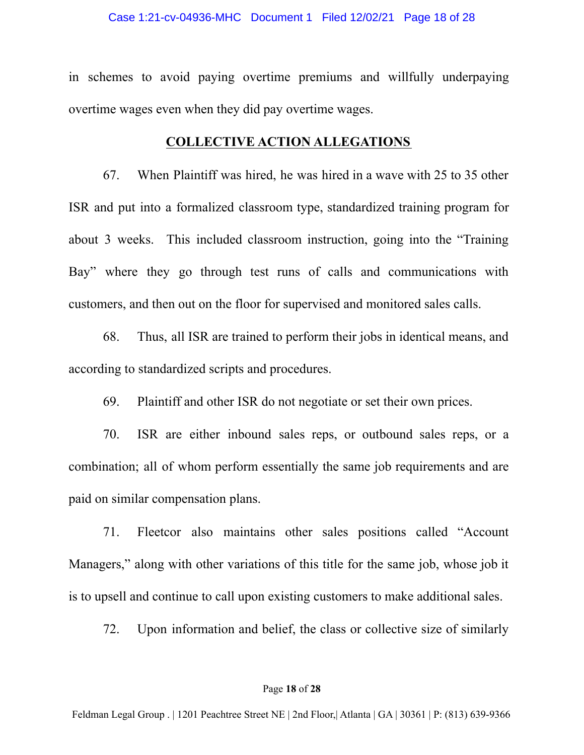in schemes to avoid paying overtime premiums and willfully underpaying overtime wages even when they did pay overtime wages.

## COLLECTIVE ACTION ALLEGATIONS

67. When Plaintiff was hired, he was hired in a wave with 25 to 35 other ISR and put into a formalized classroom type, standardized training program for about 3 weeks. This included classroom instruction, going into the "Training Bay" where they go through test runs of calls and communications with customers, and then out on the floor for supervised and monitored sales calls.

68. Thus, all ISR are trained to perform their jobs in identical means, and according to standardized scripts and procedures.

69. Plaintiff and other ISR do not negotiate or set their own prices.

70. ISR are either inbound sales reps, or outbound sales reps, or a combination; all of whom perform essentially the same job requirements and are paid on similar compensation plans.

71. Fleetcor also maintains other sales positions called "Account Managers," along with other variations of this title for the same job, whose job it is to upsell and continue to call upon existing customers to make additional sales.

72. Upon information and belief, the class or collective size of similarly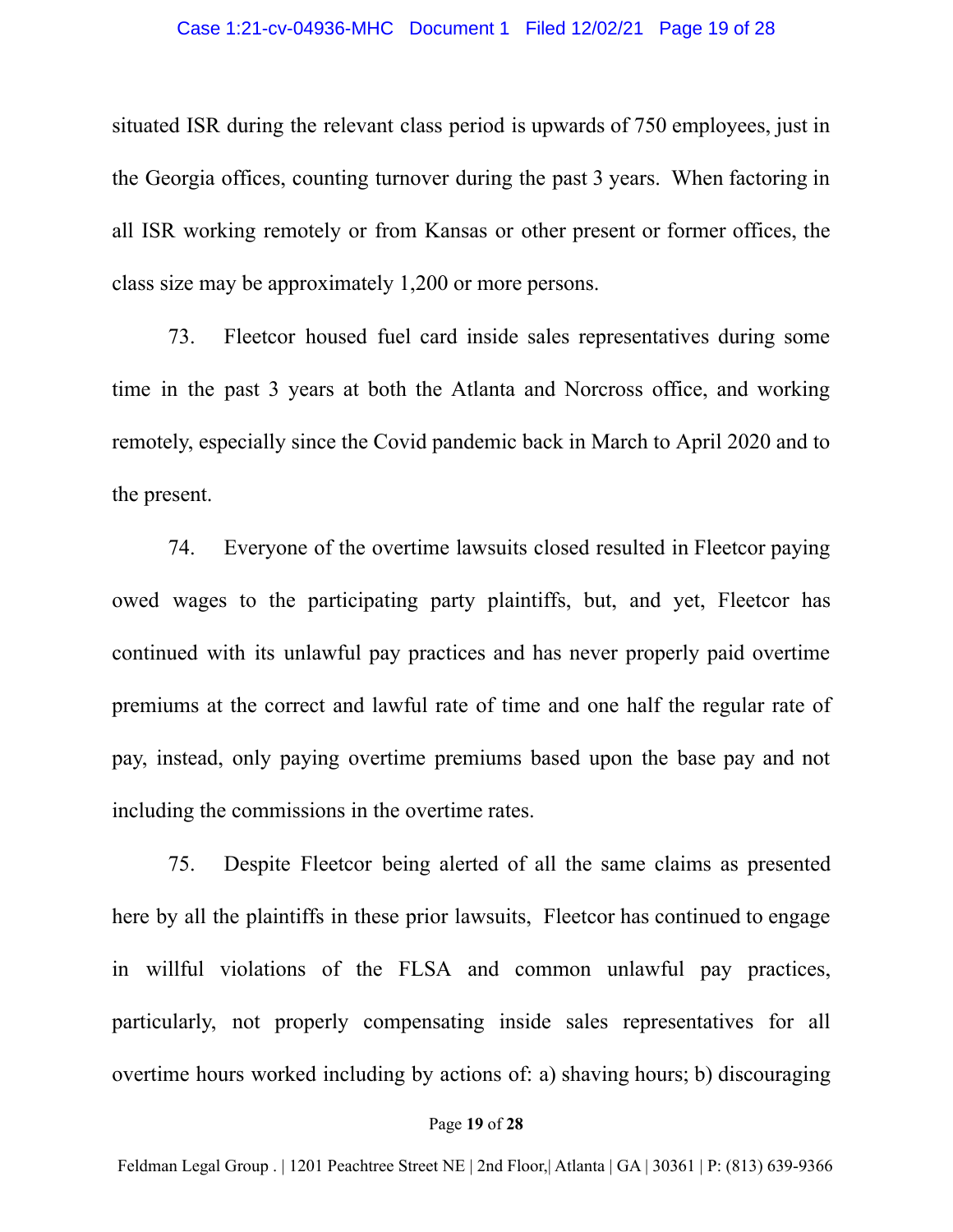situated ISR during the relevant class period is upwards of 750 employees, just in the Georgia offices, counting turnover during the past 3 years. When factoring in all ISR working remotely or from Kansas or other present or former offices, the class size may be approximately 1,200 or more persons.

73. Fleetcor housed fuel card inside sales representatives during some time in the past 3 years at both the Atlanta and Norcross office, and working remotely, especially since the Covid pandemic back in March to April 2020 and to the present.

74. Everyone of the overtime lawsuits closed resulted in Fleetcor paying owed wages to the participating party plaintiffs, but, and yet, Fleetcor has continued with its unlawful pay practices and has never properly paid overtime premiums at the correct and lawful rate of time and one half the regular rate of pay, instead, only paying overtime premiums based upon the base pay and not including the commissions in the overtime rates.

75. Despite Fleetcor being alerted of all the same claims as presented here by all the plaintiffs in these prior lawsuits, Fleetcor has continued to engage in willful violations of the FLSA and common unlawful pay practices, particularly, not properly compensating inside sales representatives for all overtime hours worked including by actions of: a) shaving hours; b) discouraging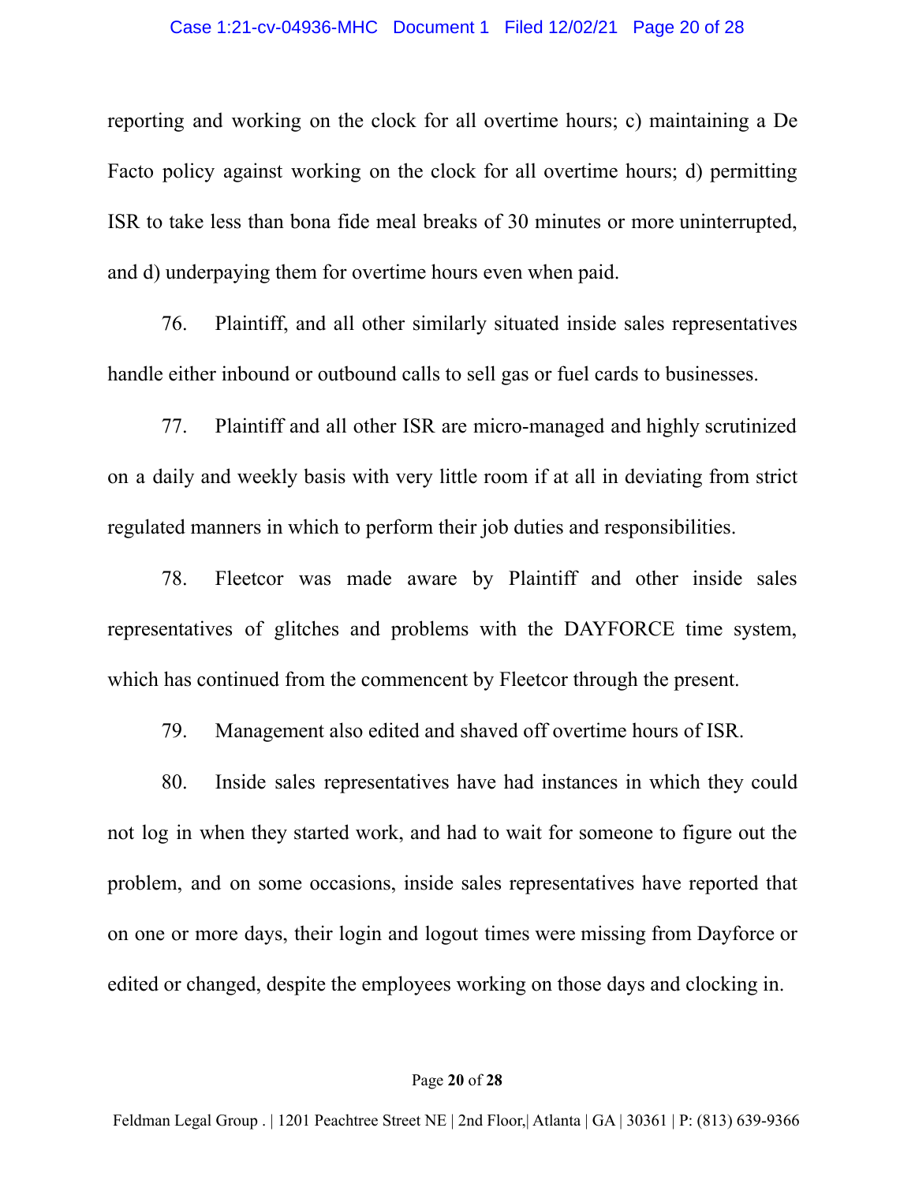reporting and working on the clock for all overtime hours; c) maintaining a De Facto policy against working on the clock for all overtime hours; d) permitting ISR to take less than bona fide meal breaks of 30 minutes or more uninterrupted, and d) underpaying them for overtime hours even when paid.

76. Plaintiff, and all other similarly situated inside sales representatives handle either inbound or outbound calls to sell gas or fuel cards to businesses.

77. Plaintiff and all other ISR are micro-managed and highly scrutinized on a daily and weekly basis with very little room if at all in deviating from strict regulated manners in which to perform their job duties and responsibilities.

78. Fleetcor was made aware by Plaintiff and other inside sales representatives of glitches and problems with the DAYFORCE time system, which has continued from the commencent by Fleetcor through the present.

79. Management also edited and shaved off overtime hours of ISR.

80. Inside sales representatives have had instances in which they could not log in when they started work, and had to wait for someone to figure out the problem, and on some occasions, inside sales representatives have reported that on one or more days, their login and logout times were missing from Dayforce or edited or changed, despite the employees working on those days and clocking in.

Feldman Legal Group . | 1201 Peachtree Street NE | 2nd Floor,| Atlanta | GA | 30361 | P: (813) 639-9366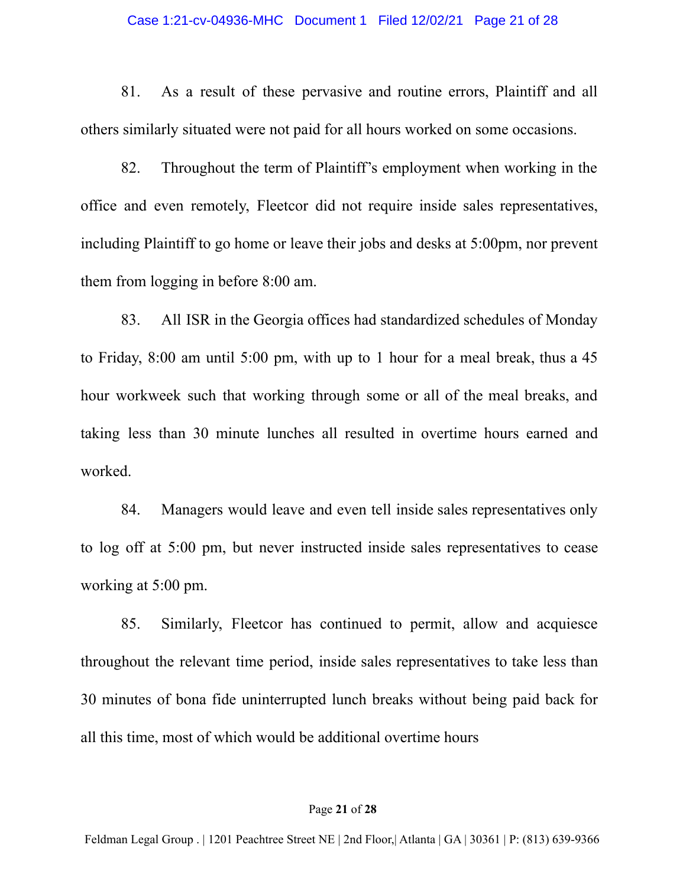81. As a result of these pervasive and routine errors, Plaintiff and all others similarly situated were not paid for all hours worked on some occasions.

82. Throughout the term of Plaintiff's employment when working in the office and even remotely, Fleetcor did not require inside sales representatives, including Plaintiff to go home or leave their jobs and desks at 5:00pm, nor prevent them from logging in before 8:00 am.

83. All ISR in the Georgia offices had standardized schedules of Monday to Friday, 8:00 am until 5:00 pm, with up to 1 hour for a meal break, thus a 45 hour workweek such that working through some or all of the meal breaks, and taking less than 30 minute lunches all resulted in overtime hours earned and worked.

84. Managers would leave and even tell inside sales representatives only to log off at 5:00 pm, but never instructed inside sales representatives to cease working at 5:00 pm.

85. Similarly, Fleetcor has continued to permit, allow and acquiesce throughout the relevant time period, inside sales representatives to take less than 30 minutes of bona fide uninterrupted lunch breaks without being paid back for all this time, most of which would be additional overtime hours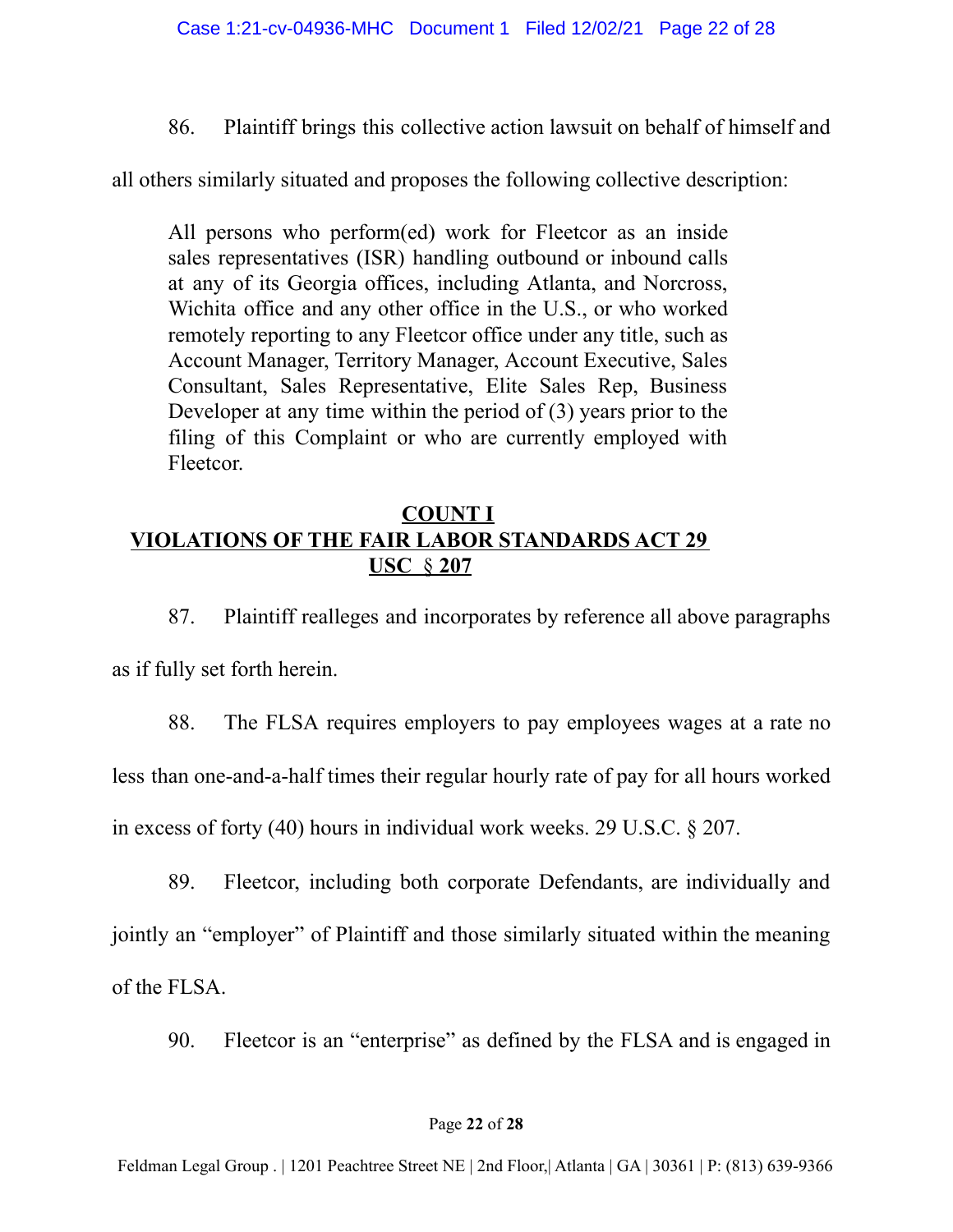86. Plaintiff brings this collective action lawsuit on behalf of himself and all others similarly situated and proposes the following collective description:

> All persons who perform(ed) work for Fleetcor as an inside sales representatives (ISR) handling outbound or inbound calls at any of its Georgia offices, including Atlanta, and Norcross, Wichita office and any other office in the U.S., or who worked remotely reporting to any Fleetcor office under any title, such as Account Manager, Territory Manager, Account Executive, Sales Consultant, Sales Representative, Elite Sales Rep, Business Developer at any time within the period of (3) years prior to the filing of this Complaint or who are currently employed with Fleetcor.

**COUNT I**
**VIOLATIONS OF THE FAIR LABOR STANDARDS ACT 29 USC § 207**

87. Plaintiff realleges and incorporates by reference all above paragraphs as if fully set forth herein.

88. The FLSA requires employers to pay employees wages at a rate no less than one-and-a-half times their regular hourly rate of pay for all hours worked in excess of forty (40) hours in individual work weeks. 29 U.S.C. § 207.

89. Fleetcor, including both corporate Defendants, are individually and jointly an "employer" of Plaintiff and those similarly situated within the meaning of the FLSA.

90. Fleetcor is an "enterprise" as defined by the FLSA and is engaged in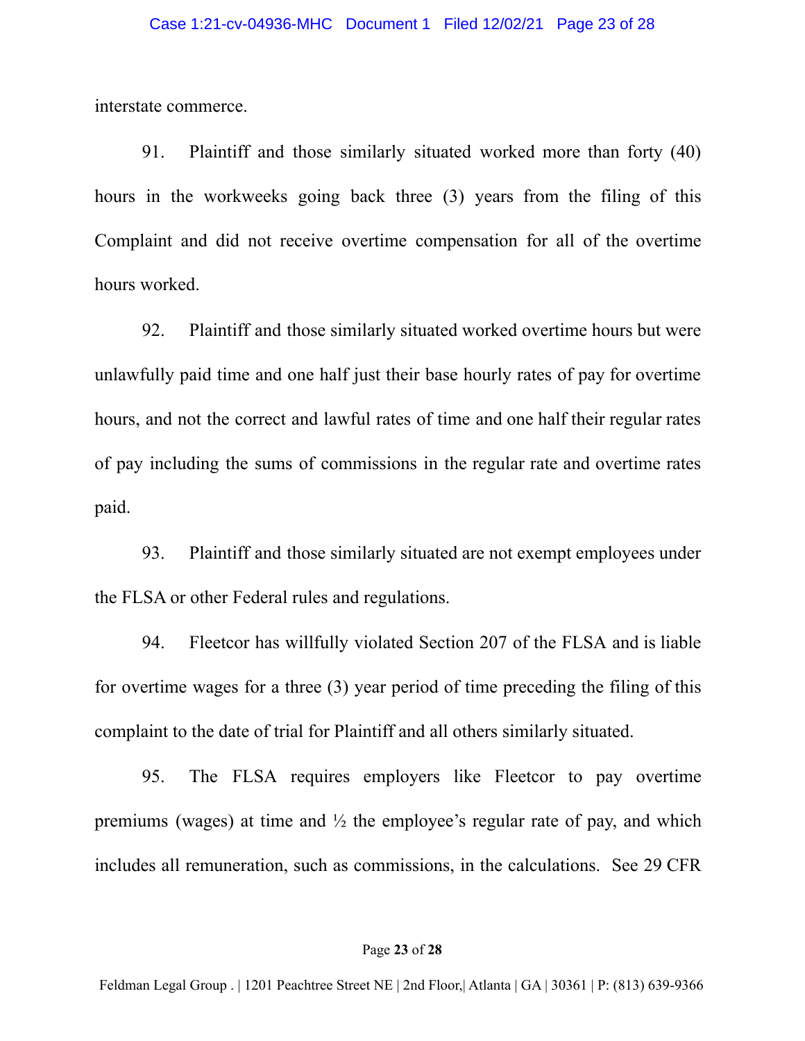interstate commerce.

91. Plaintiff and those similarly situated worked more than forty (40) hours in the workweeks going back three (3) years from the filing of this Complaint and did not receive overtime compensation for all of the overtime hours worked.

92. Plaintiff and those similarly situated worked overtime hours but were unlawfully paid time and one half just their base hourly rates of pay for overtime hours, and not the correct and lawful rates of time and one half their regular rates of pay including the sums of commissions in the regular rate and overtime rates paid.

93. Plaintiff and those similarly situated are not exempt employees under the FLSA or other Federal rules and regulations.

94. Fleetcor has willfully violated Section 207 of the FLSA and is liable for overtime wages for a three (3) year period of time preceding the filing of this complaint to the date of trial for Plaintiff and all others similarly situated.

95. The FLSA requires employers like Fleetcor to pay overtime premiums (wages) at time and ½ the employee's regular rate of pay, and which includes all remuneration, such as commissions, in the calculations. See 29 CFR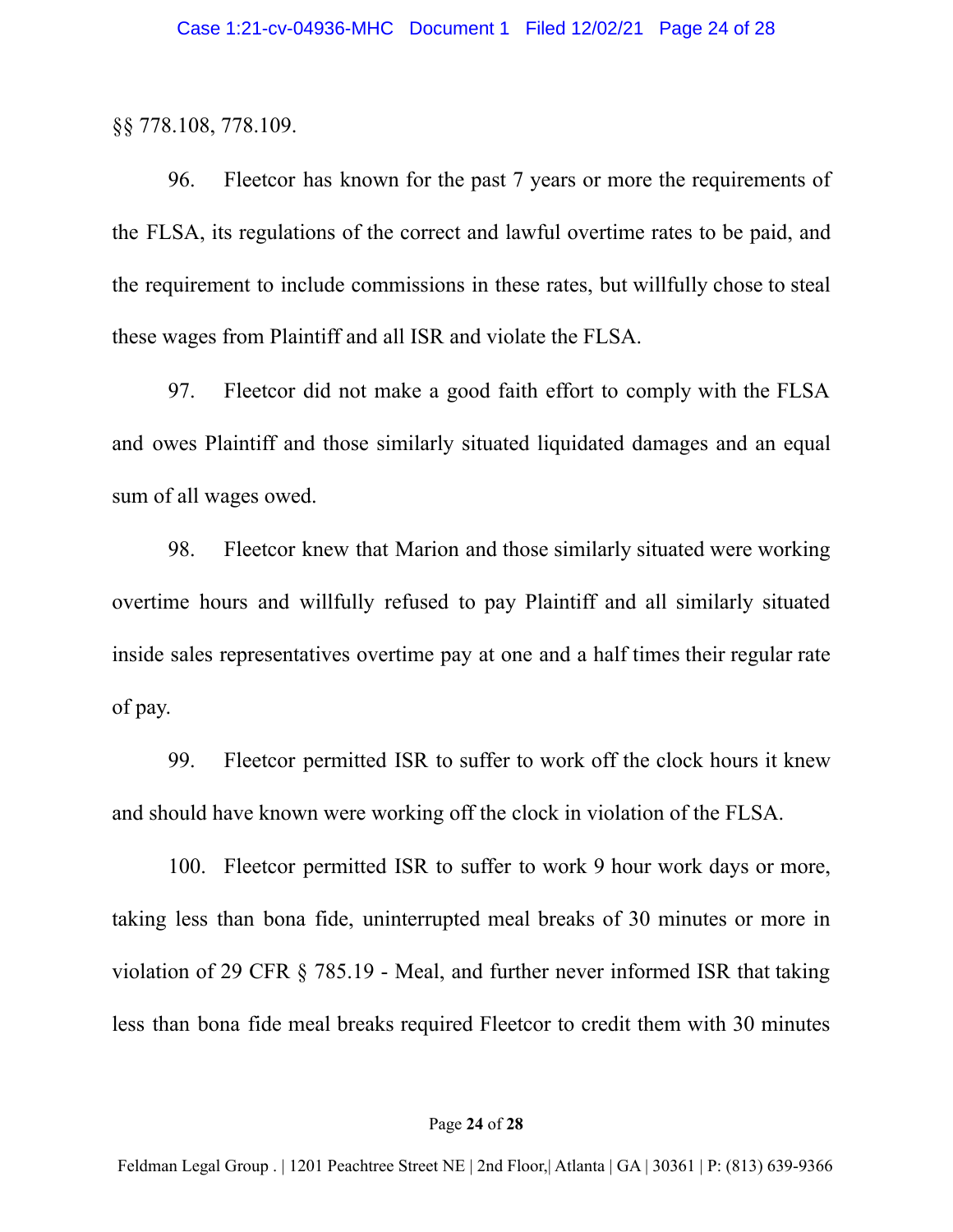§§ 778.108, 778.109.

96. Fleetcor has known for the past 7 years or more the requirements of the FLSA, its regulations of the correct and lawful overtime rates to be paid, and the requirement to include commissions in these rates, but willfully chose to steal these wages from Plaintiff and all ISR and violate the FLSA.

97. Fleetcor did not make a good faith effort to comply with the FLSA and owes Plaintiff and those similarly situated liquidated damages and an equal sum of all wages owed.

98. Fleetcor knew that Marion and those similarly situated were working overtime hours and willfully refused to pay Plaintiff and all similarly situated inside sales representatives overtime pay at one and a half times their regular rate of pay.

99. Fleetcor permitted ISR to suffer to work off the clock hours it knew and should have known were working off the clock in violation of the FLSA.

100. Fleetcor permitted ISR to suffer to work 9 hour work days or more, taking less than bona fide, uninterrupted meal breaks of 30 minutes or more in violation of 29 CFR § 785.19 - Meal, and further never informed ISR that taking less than bona fide meal breaks required Fleetcor to credit them with 30 minutes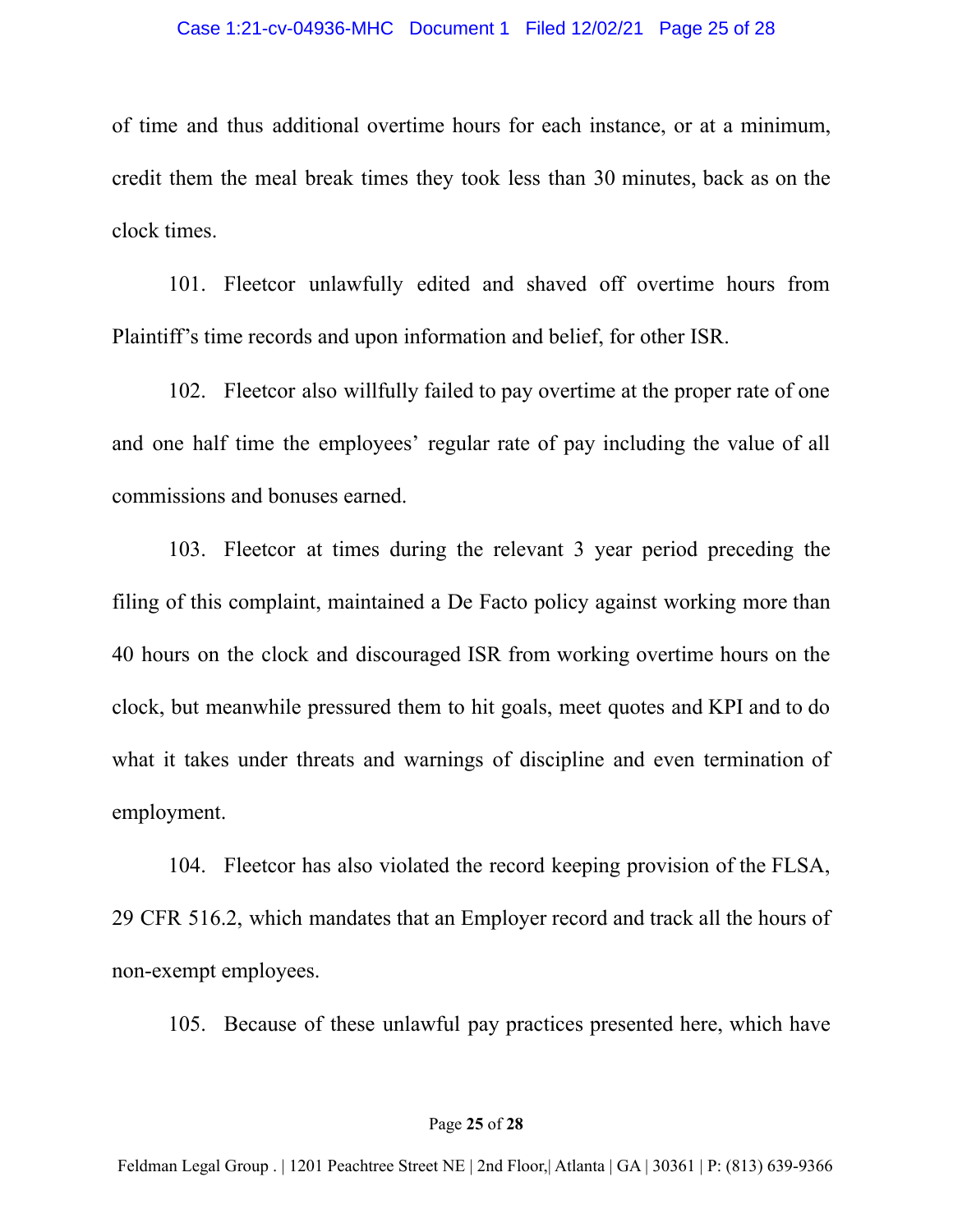of time and thus additional overtime hours for each instance, or at a minimum, credit them the meal break times they took less than 30 minutes, back as on the clock times.

101. Fleetcor unlawfully edited and shaved off overtime hours from Plaintiff's time records and upon information and belief, for other ISR.

102. Fleetcor also willfully failed to pay overtime at the proper rate of one and one half time the employees' regular rate of pay including the value of all commissions and bonuses earned.

103. Fleetcor at times during the relevant 3 year period preceding the filing of this complaint, maintained a De Facto policy against working more than 40 hours on the clock and discouraged ISR from working overtime hours on the clock, but meanwhile pressured them to hit goals, meet quotes and KPI and to do what it takes under threats and warnings of discipline and even termination of employment.

104. Fleetcor has also violated the record keeping provision of the FLSA, 29 CFR 516.2, which mandates that an Employer record and track all the hours of non-exempt employees.

105. Because of these unlawful pay practices presented here, which have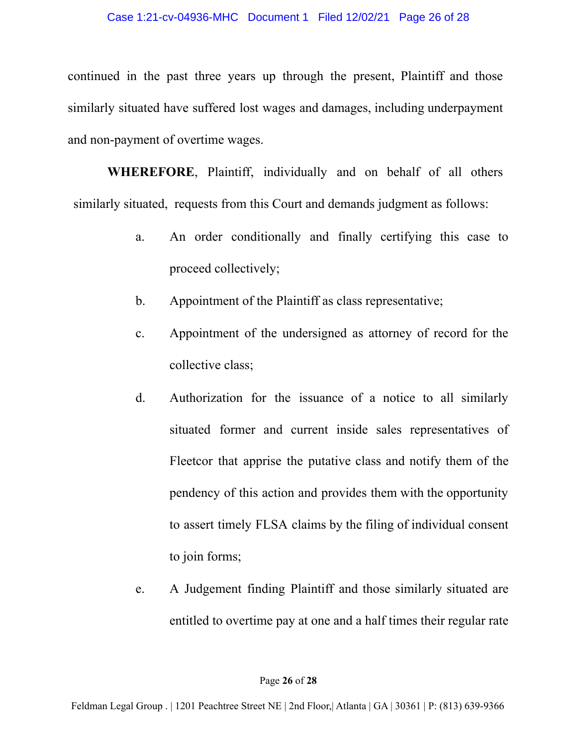continued in the past three years up through the present, Plaintiff and those similarly situated have suffered lost wages and damages, including underpayment and non-payment of overtime wages.

**WHEREFORE**, Plaintiff, individually and on behalf of all others similarly situated, requests from this Court and demands judgment as follows:

a. An order conditionally and finally certifying this case to proceed collectively;

b. Appointment of the Plaintiff as class representative;

c. Appointment of the undersigned as attorney of record for the collective class;

d. Authorization for the issuance of a notice to all similarly situated former and current inside sales representatives of Fleetcor that apprise the putative class and notify them of the pendency of this action and provides them with the opportunity to assert timely FLSA claims by the filing of individual consent to join forms;

e. A Judgement finding Plaintiff and those similarly situated are entitled to overtime pay at one and a half times their regular rate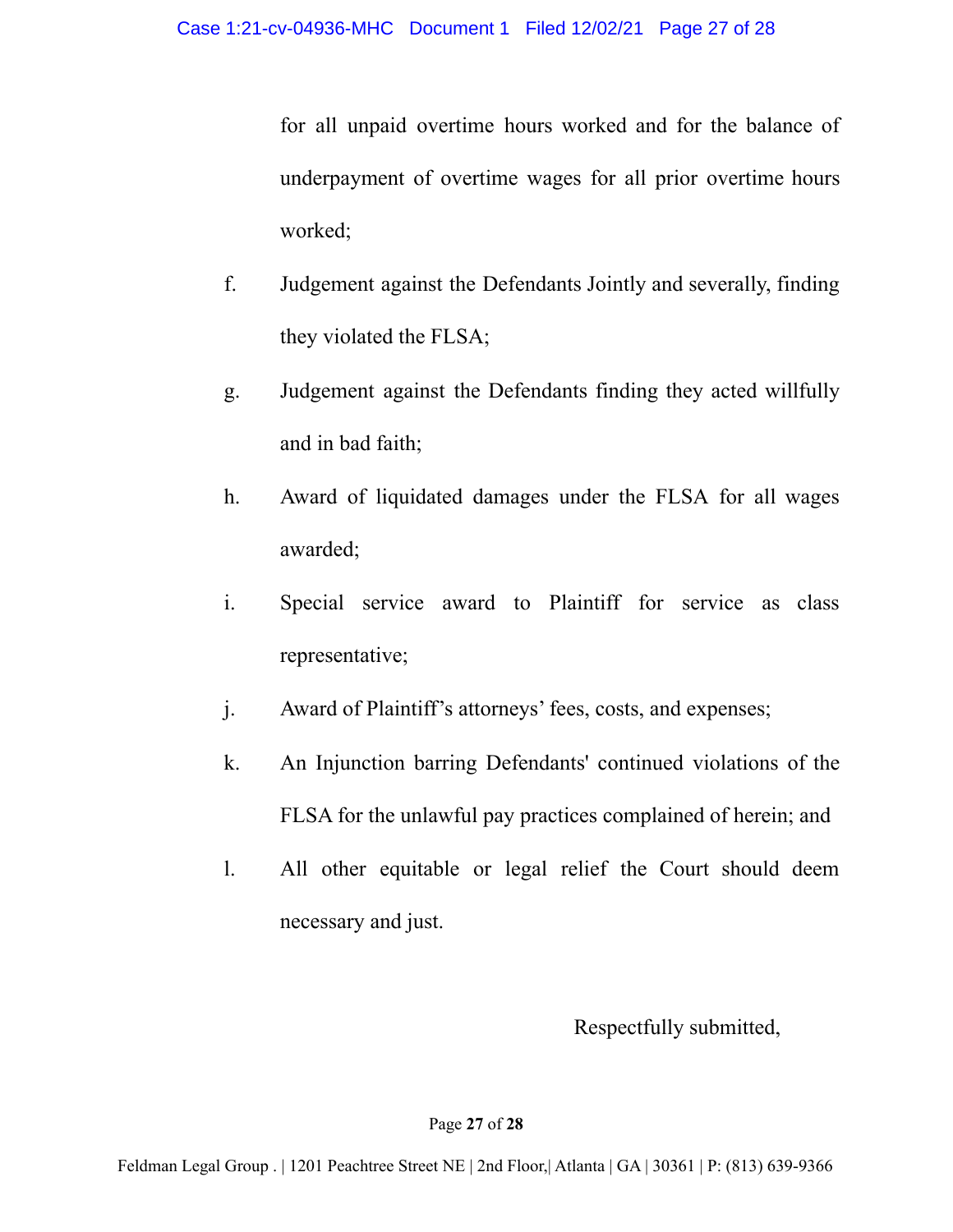for all unpaid overtime hours worked and for the balance of underpayment of overtime wages for all prior overtime hours worked;

f. Judgement against the Defendants Jointly and severally, finding they violated the FLSA;

g. Judgement against the Defendants finding they acted willfully and in bad faith;

h. Award of liquidated damages under the FLSA for all wages awarded;

i. Special service award to Plaintiff for service as class representative;

j. Award of Plaintiff's attorneys' fees, costs, and expenses;

k. An Injunction barring Defendants' continued violations of the FLSA for the unlawful pay practices complained of herein; and

l. All other equitable or legal relief the Court should deem necessary and just.

Respectfully submitted,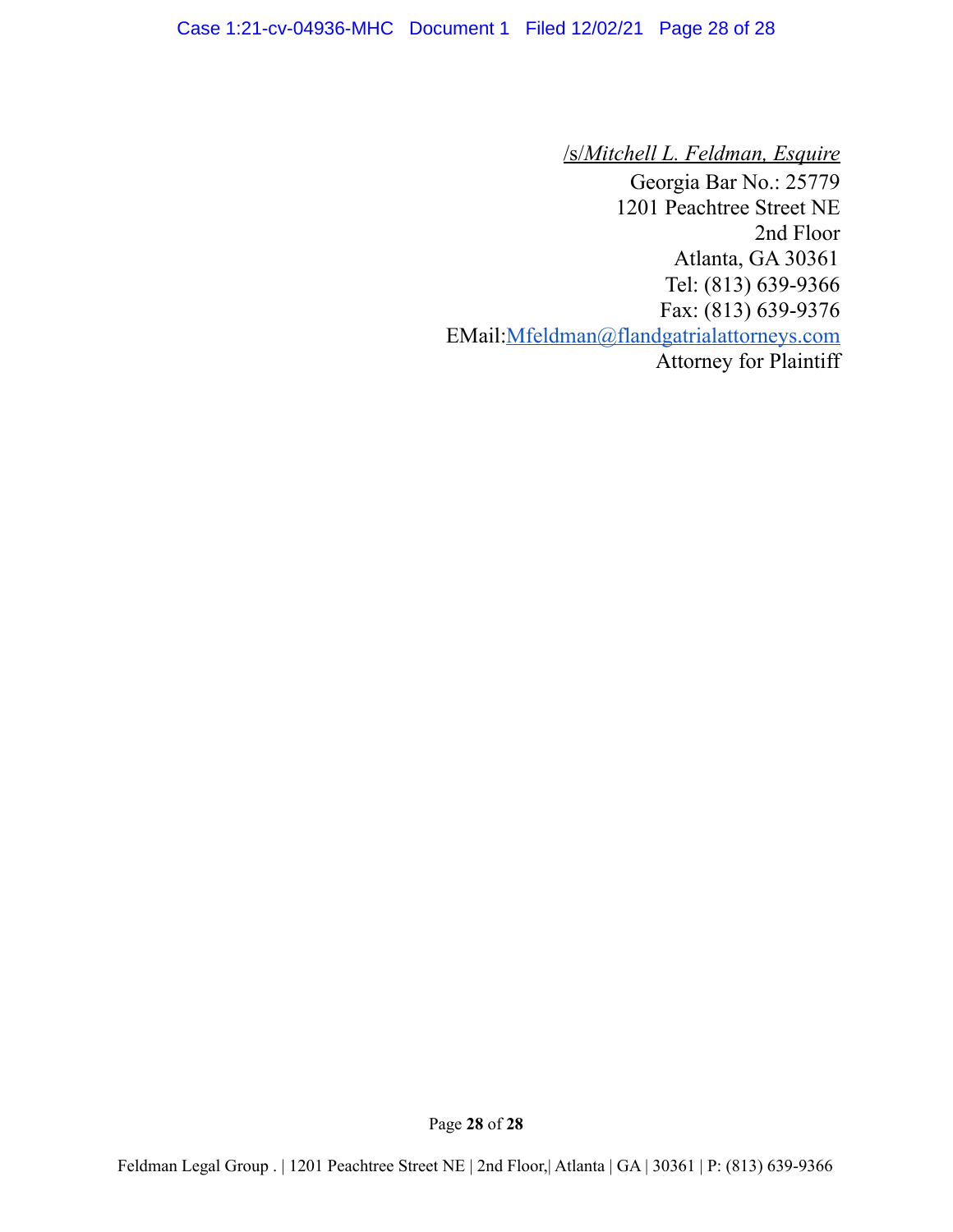/s/*Mitchell L. Feldman, Esquire*
Georgia Bar No.: 25779
1201 Peachtree Street NE
2nd Floor
Atlanta, GA 30361
Tel: (813) 639-9366
Fax: (813) 639-9376
EMail:Mfeldman@flandgatrialattorneys.com
Attorney for Plaintiff